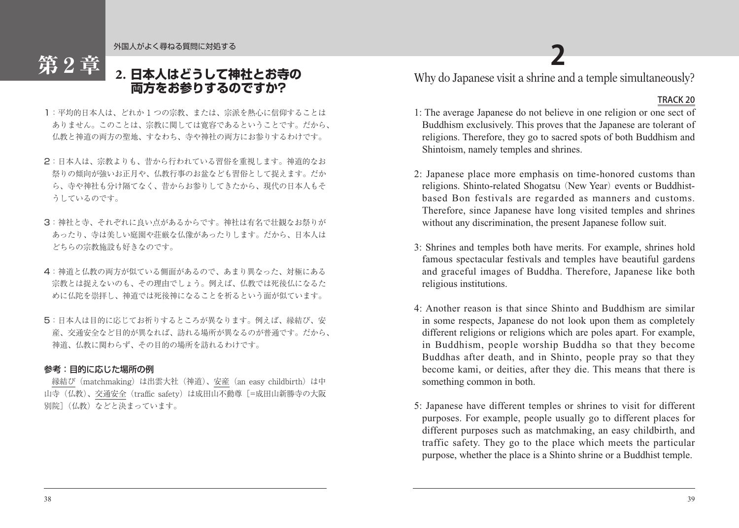第2章

外国人がよく尋ねる質問に対処する

## 2. 日本人はどうして神社とお寺の両方をお参りするのですか?

1：平均的日本人は、どれか1つの宗教、または、宗派を熱心に信仰することはありません。このことは、宗教に関しては寛容であるということです。だから、仏教と神道の両方の聖地、すなわち、寺や神社の両方にお参りするわけです。

2：日本人は、宗教よりも、昔から行われている習俗を重視します。神道的なお祭りの傾向が強いお正月や、仏教行事のお盆なども習俗として捉えます。だから、寺や神社も分け隔てなく、昔からお参りしてきたから、現代の日本人もそうしているのです。

3：神社と寺、それぞれに良い点があるからです。神社は有名で壮観なお祭りがあったり、寺は美しい庭園や荘厳な仏像があったりします。だから、日本人はどちらの宗教施設も好きなのです。

4：神道と仏教の両方が似ている側面があるので、あまり異なった、対極にある宗教とは捉えないのも、その理由でしょう。例えば、仏教では死後仏になるために仏陀を崇拝し、神道では死後神になることを祈るという面が似ています。

5：日本人は目的に応じてお祈りするところが異なります。例えば、縁結び、安産、交通安全など目的が異なれば、訪れる場所が異なるのが普通です。だから、神道、仏教に関わらず、その目的の場所を訪れるわけです。

**参考：目的に応じた場所の例**

縁結び（matchmaking）は出雲大社（神道）、安産（an easy childbirth）は中山寺（仏教）、交通安全（traffic safety）は成田山不動尊［=成田山新勝寺の大阪別院］（仏教）などと決まっています。

## 2

### Why do Japanese visit a shrine and a temple simultaneously?

**TRACK 20**

1: The average Japanese do not believe in one religion or one sect of Buddhism exclusively. This proves that the Japanese are tolerant of religions. Therefore, they go to sacred spots of both Buddhism and Shintoism, namely temples and shrines.

2: Japanese place more emphasis on time-honored customs than religions. Shinto-related Shogatsu（New Year）events or Buddhist-based Bon festivals are regarded as manners and customs. Therefore, since Japanese have long visited temples and shrines without any discrimination, the present Japanese follow suit.

3: Shrines and temples both have merits. For example, shrines hold famous spectacular festivals and temples have beautiful gardens and graceful images of Buddha. Therefore, Japanese like both religious institutions.

4: Another reason is that since Shinto and Buddhism are similar in some respects, Japanese do not look upon them as completely different religions or religions which are poles apart. For example, in Buddhism, people worship Buddha so that they become Buddhas after death, and in Shinto, people pray so that they become kami, or deities, after they die. This means that there is something common in both.

5: Japanese have different temples or shrines to visit for different purposes. For example, people usually go to different places for different purposes such as matchmaking, an easy childbirth, and traffic safety. They go to the place which meets the particular purpose, whether the place is a Shinto shrine or a Buddhist temple.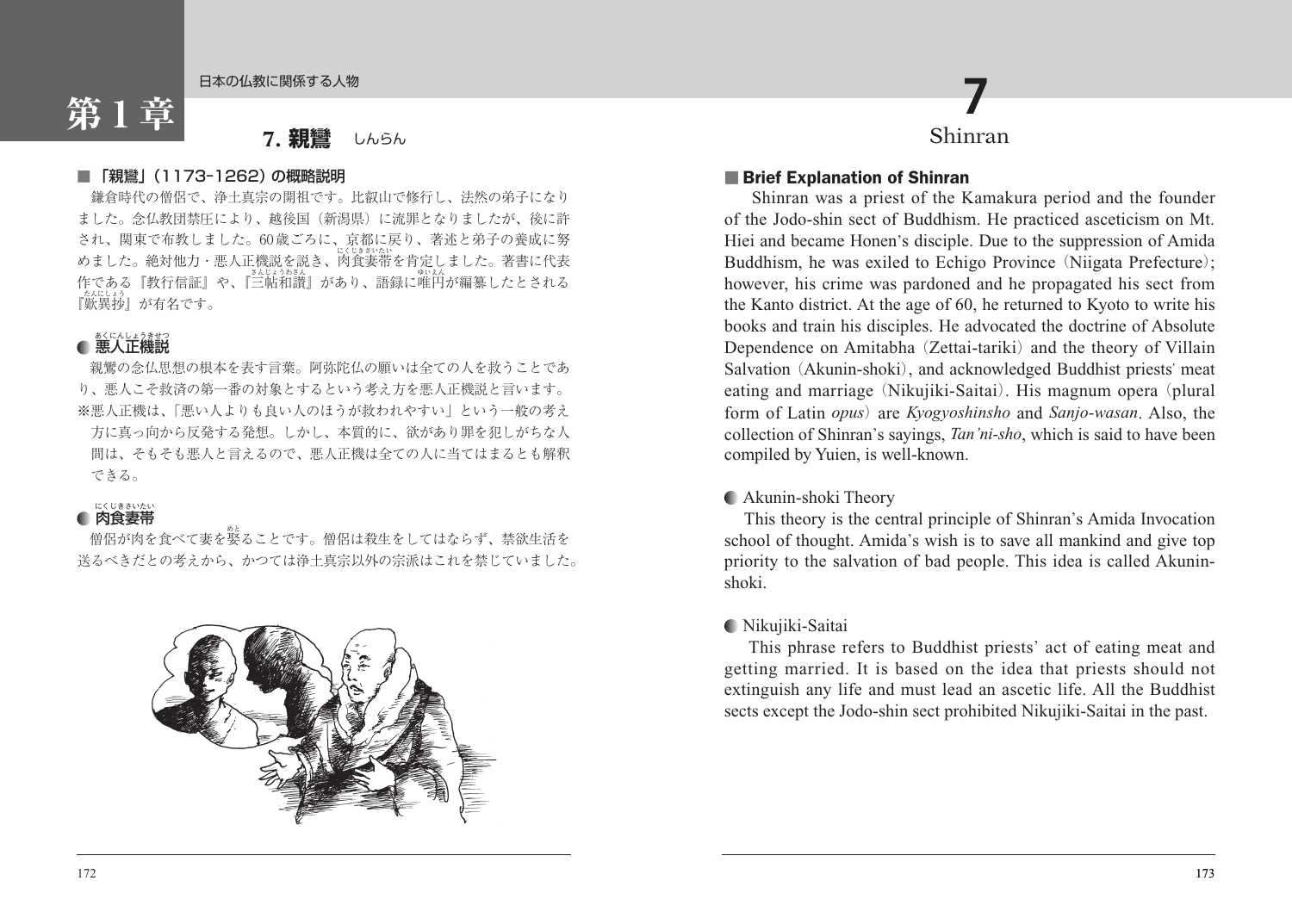# 第1章

日本の仏教に関係する人物

## 7. 親鸞　しんらん

### ■「親鸞」(1173-1262) の概略説明

鎌倉時代の僧侶で、浄土真宗の開祖です。比叡山で修行し、法然の弟子になりました。念仏教団禁圧により、越後国（新潟県）に流罪となりましたが、後に許され、関東で布教しました。60歳ごろに、京都に戻り、著述と弟子の養成に努めました。絶対他力・悪人正機説を説き、肉食妻帯を肯定しました。著書に代表作である『教行信証』や、『三帖和讃』があり、語録に唯円が編纂したとされる『歎異抄』が有名です。

### 悪人正機説

親鸞の念仏思想の根本を表す言葉。阿弥陀仏の願いは全ての人を救うことであり、悪人こそ救済の第一番の対象とするという考え方を悪人正機説と言います。

※悪人正機は、「悪い人よりも良い人のほうが救われやすい」という一般の考え方に真っ向から反発する発想。しかし、本質的に、欲があり罪を犯しがちな人間は、そもそも悪人と言えるので、悪人正機は全ての人に当てはまるとも解釈できる。

### 肉食妻帯

僧侶が肉を食べて妻を娶ることです。僧侶は殺生をしてはならず、禁欲生活を送るべきだとの考えから、かつては浄土真宗以外の宗派はこれを禁じていました。

## 7 Shinran

### ■ Brief Explanation of Shinran

Shinran was a priest of the Kamakura period and the founder of the Jodo-shin sect of Buddhism. He practiced asceticism on Mt. Hiei and became Honen's disciple. Due to the suppression of Amida Buddhism, he was exiled to Echigo Province (Niigata Prefecture); however, his crime was pardoned and he propagated his sect from the Kanto district. At the age of 60, he returned to Kyoto to write his books and train his disciples. He advocated the doctrine of Absolute Dependence on Amitabha (Zettai-tariki) and the theory of Villain Salvation (Akunin-shoki), and acknowledged Buddhist priests' meat eating and marriage (Nikujiki-Saitai). His magnum opera (plural form of Latin *opus*) are *Kyogyoshinsho* and *Sanjo-wasan*. Also, the collection of Shinran's sayings, *Tan'ni-sho*, which is said to have been compiled by Yuien, is well-known.

### Akunin-shoki Theory

This theory is the central principle of Shinran's Amida Invocation school of thought. Amida's wish is to save all mankind and give top priority to the salvation of bad people. This idea is called Akunin-shoki.

### Nikujiki-Saitai

This phrase refers to Buddhist priests' act of eating meat and getting married. It is based on the idea that priests should not extinguish any life and must lead an ascetic life. All the Buddhist sects except the Jodo-shin sect prohibited Nikujiki-Saitai in the past.